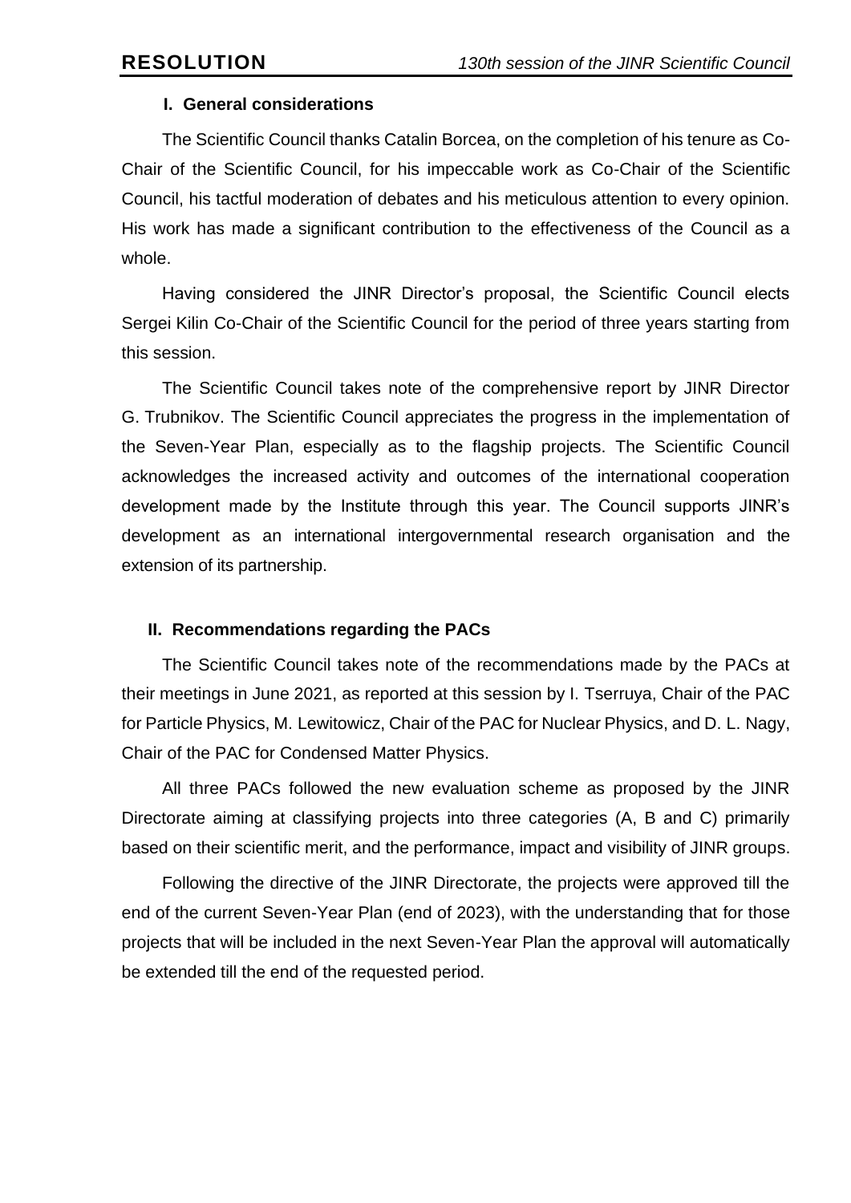# RESOLUTION

## I. General considerations

The Scientific Council thanks Catalin Borcea, on the completion of his tenure as Co-Chair of the Scientific Council, for his impeccable work as Co-Chair of the Scientific Council, his tactful moderation of debates and his meticulous attention to every opinion. His work has made a significant contribution to the effectiveness of the Council as a whole.

Having considered the JINR Director's proposal, the Scientific Council elects Sergei Kilin Co-Chair of the Scientific Council for the period of three years starting from this session.

The Scientific Council takes note of the comprehensive report by JINR Director G. Trubnikov. The Scientific Council appreciates the progress in the implementation of the Seven-Year Plan, especially as to the flagship projects. The Scientific Council acknowledges the increased activity and outcomes of the international cooperation development made by the Institute through this year. The Council supports JINR's development as an international intergovernmental research organisation and the extension of its partnership.

## II. Recommendations regarding the PACs

The Scientific Council takes note of the recommendations made by the PACs at their meetings in June 2021, as reported at this session by I. Tserruya, Chair of the PAC for Particle Physics, M. Lewitowicz, Chair of the PAC for Nuclear Physics, and D. L. Nagy, Chair of the PAC for Condensed Matter Physics.

All three PACs followed the new evaluation scheme as proposed by the JINR Directorate aiming at classifying projects into three categories (A, B and C) primarily based on their scientific merit, and the performance, impact and visibility of JINR groups.

Following the directive of the JINR Directorate, the projects were approved till the end of the current Seven-Year Plan (end of 2023), with the understanding that for those projects that will be included in the next Seven-Year Plan the approval will automatically be extended till the end of the requested period.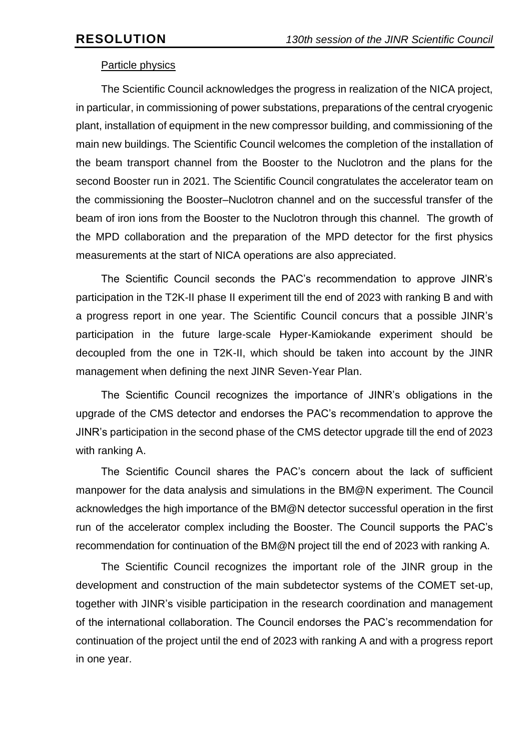Particle physics

The Scientific Council acknowledges the progress in realization of the NICA project, in particular, in commissioning of power substations, preparations of the central cryogenic plant, installation of equipment in the new compressor building, and commissioning of the main new buildings. The Scientific Council welcomes the completion of the installation of the beam transport channel from the Booster to the Nuclotron and the plans for the second Booster run in 2021. The Scientific Council congratulates the accelerator team on the commissioning the Booster–Nuclotron channel and on the successful transfer of the beam of iron ions from the Booster to the Nuclotron through this channel. The growth of the MPD collaboration and the preparation of the MPD detector for the first physics measurements at the start of NICA operations are also appreciated.

The Scientific Council seconds the PAC's recommendation to approve JINR's participation in the T2K-II phase II experiment till the end of 2023 with ranking B and with a progress report in one year. The Scientific Council concurs that a possible JINR's participation in the future large-scale Hyper-Kamiokande experiment should be decoupled from the one in T2K-II, which should be taken into account by the JINR management when defining the next JINR Seven-Year Plan.

The Scientific Council recognizes the importance of JINR's obligations in the upgrade of the CMS detector and endorses the PAC's recommendation to approve the JINR's participation in the second phase of the CMS detector upgrade till the end of 2023 with ranking A.

The Scientific Council shares the PAC's concern about the lack of sufficient manpower for the data analysis and simulations in the BM@N experiment. The Council acknowledges the high importance of the BM@N detector successful operation in the first run of the accelerator complex including the Booster. The Council supports the PAC's recommendation for continuation of the BM@N project till the end of 2023 with ranking A.

The Scientific Council recognizes the important role of the JINR group in the development and construction of the main subdetector systems of the COMET set-up, together with JINR's visible participation in the research coordination and management of the international collaboration. The Council endorses the PAC's recommendation for continuation of the project until the end of 2023 with ranking A and with a progress report in one year.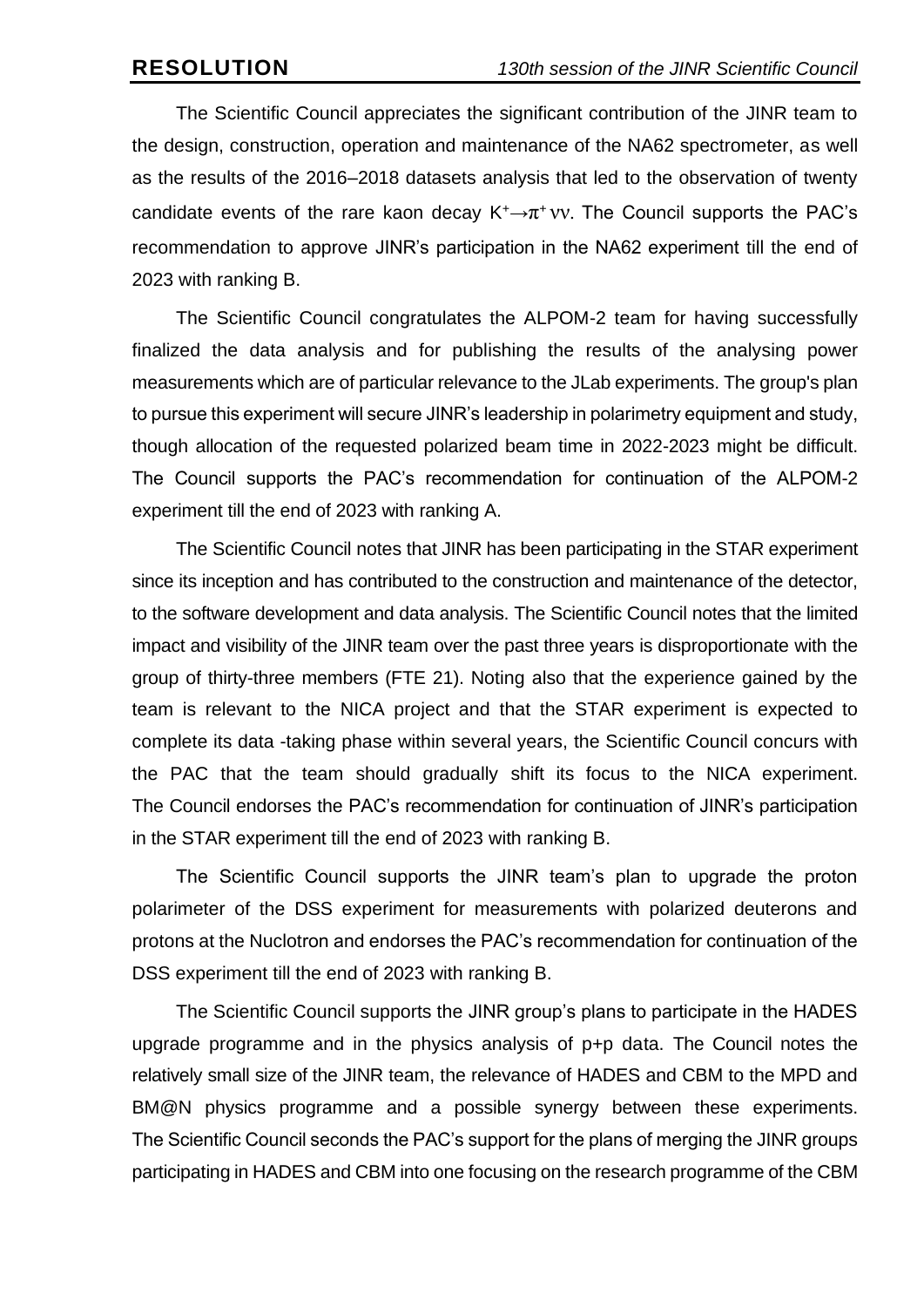The Scientific Council appreciates the significant contribution of the JINR team to the design, construction, operation and maintenance of the NA62 spectrometer, as well as the results of the 2016–2018 datasets analysis that led to the observation of twenty candidate events of the rare kaon decay $K^+ \to \pi^+ \nu\nu$. The Council supports the PAC's recommendation to approve JINR's participation in the NA62 experiment till the end of 2023 with ranking B.

The Scientific Council congratulates the ALPOM-2 team for having successfully finalized the data analysis and for publishing the results of the analysing power measurements which are of particular relevance to the JLab experiments. The group's plan to pursue this experiment will secure JINR's leadership in polarimetry equipment and study, though allocation of the requested polarized beam time in 2022-2023 might be difficult. The Council supports the PAC's recommendation for continuation of the ALPOM-2 experiment till the end of 2023 with ranking A.

The Scientific Council notes that JINR has been participating in the STAR experiment since its inception and has contributed to the construction and maintenance of the detector, to the software development and data analysis. The Scientific Council notes that the limited impact and visibility of the JINR team over the past three years is disproportionate with the group of thirty-three members (FTE 21). Noting also that the experience gained by the team is relevant to the NICA project and that the STAR experiment is expected to complete its data -taking phase within several years, the Scientific Council concurs with the PAC that the team should gradually shift its focus to the NICA experiment. The Council endorses the PAC's recommendation for continuation of JINR's participation in the STAR experiment till the end of 2023 with ranking B.

The Scientific Council supports the JINR team's plan to upgrade the proton polarimeter of the DSS experiment for measurements with polarized deuterons and protons at the Nuclotron and endorses the PAC's recommendation for continuation of the DSS experiment till the end of 2023 with ranking B.

The Scientific Council supports the JINR group's plans to participate in the HADES upgrade programme and in the physics analysis of p+p data. The Council notes the relatively small size of the JINR team, the relevance of HADES and CBM to the MPD and BM@N physics programme and a possible synergy between these experiments. The Scientific Council seconds the PAC's support for the plans of merging the JINR groups participating in HADES and CBM into one focusing on the research programme of the CBM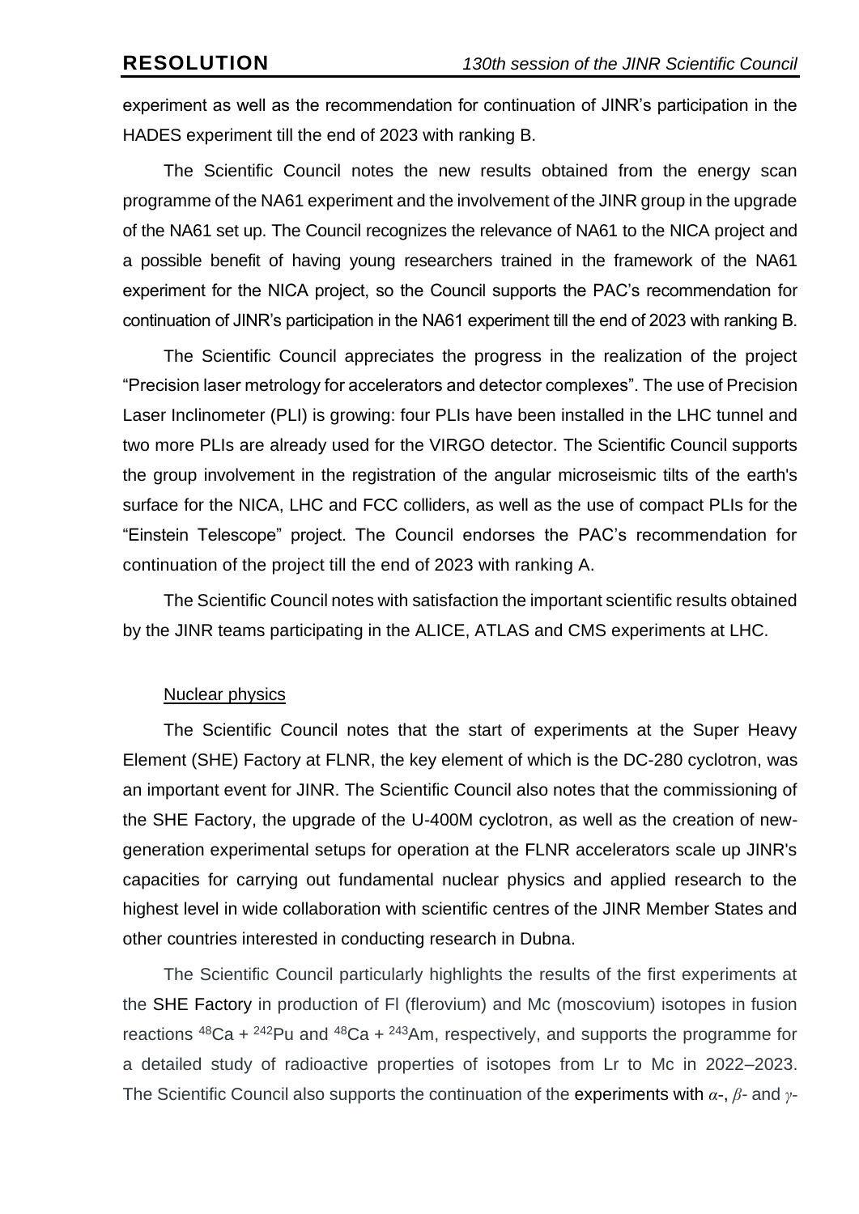experiment as well as the recommendation for continuation of JINR's participation in the HADES experiment till the end of 2023 with ranking B.

The Scientific Council notes the new results obtained from the energy scan programme of the NA61 experiment and the involvement of the JINR group in the upgrade of the NA61 set up. The Council recognizes the relevance of NA61 to the NICA project and a possible benefit of having young researchers trained in the framework of the NA61 experiment for the NICA project, so the Council supports the PAC's recommendation for continuation of JINR's participation in the NA61 experiment till the end of 2023 with ranking B.

The Scientific Council appreciates the progress in the realization of the project "Precision laser metrology for accelerators and detector complexes". The use of Precision Laser Inclinometer (PLI) is growing: four PLIs have been installed in the LHC tunnel and two more PLIs are already used for the VIRGO detector. The Scientific Council supports the group involvement in the registration of the angular microseismic tilts of the earth's surface for the NICA, LHC and FCC colliders, as well as the use of compact PLIs for the "Einstein Telescope" project. The Council endorses the PAC's recommendation for continuation of the project till the end of 2023 with ranking A.

The Scientific Council notes with satisfaction the important scientific results obtained by the JINR teams participating in the ALICE, ATLAS and CMS experiments at LHC.

Nuclear physics

The Scientific Council notes that the start of experiments at the Super Heavy Element (SHE) Factory at FLNR, the key element of which is the DC-280 cyclotron, was an important event for JINR. The Scientific Council also notes that the commissioning of the SHE Factory, the upgrade of the U-400M cyclotron, as well as the creation of new-generation experimental setups for operation at the FLNR accelerators scale up JINR's capacities for carrying out fundamental nuclear physics and applied research to the highest level in wide collaboration with scientific centres of the JINR Member States and other countries interested in conducting research in Dubna.

The Scientific Council particularly highlights the results of the first experiments at the SHE Factory in production of Fl (flerovium) and Mc (moscovium) isotopes in fusion reactions $^{48}Ca + {}^{242}Pu$ and $^{48}Ca + {}^{243}Am$, respectively, and supports the programme for a detailed study of radioactive properties of isotopes from Lr to Mc in 2022–2023. The Scientific Council also supports the continuation of the experiments with $\alpha$-, $\beta$- and $\gamma$-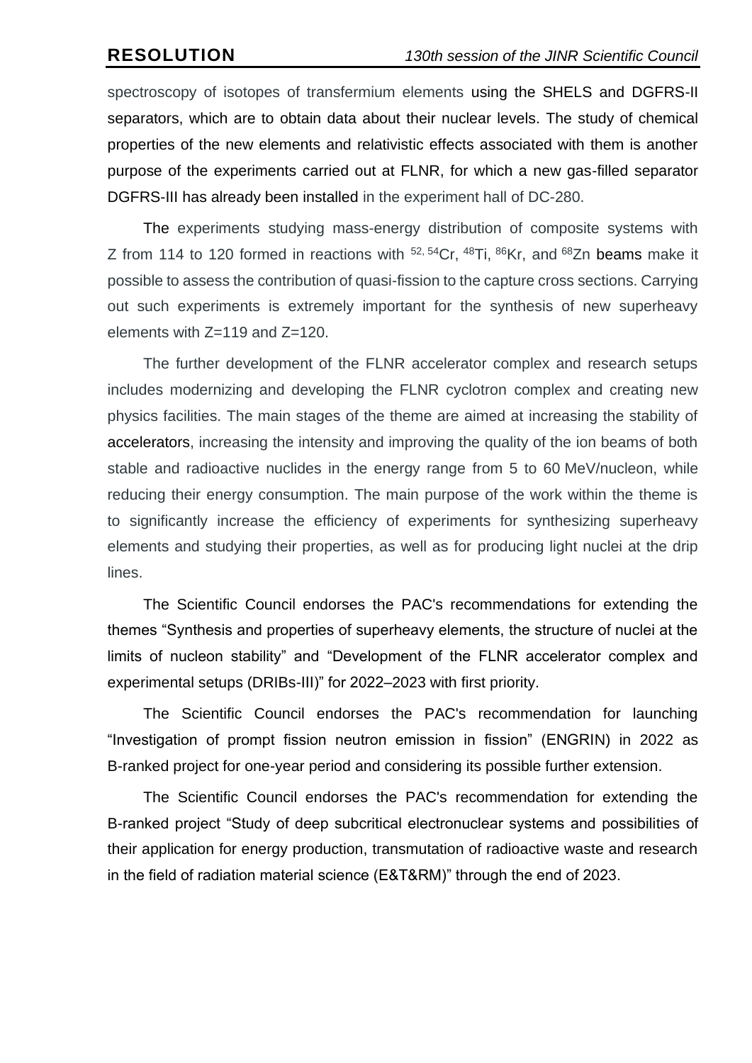spectroscopy of isotopes of transfermium elements using the SHELS and DGFRS-II separators, which are to obtain data about their nuclear levels. The study of chemical properties of the new elements and relativistic effects associated with them is another purpose of the experiments carried out at FLNR, for which a new gas-filled separator DGFRS-III has already been installed in the experiment hall of DC-280.

The experiments studying mass-energy distribution of composite systems with Z from 114 to 120 formed in reactions with $^{52,\,54}$Cr, $^{48}$Ti, $^{86}$Kr, and $^{68}$Zn beams make it possible to assess the contribution of quasi-fission to the capture cross sections. Carrying out such experiments is extremely important for the synthesis of new superheavy elements with Z=119 and Z=120.

The further development of the FLNR accelerator complex and research setups includes modernizing and developing the FLNR cyclotron complex and creating new physics facilities. The main stages of the theme are aimed at increasing the stability of accelerators, increasing the intensity and improving the quality of the ion beams of both stable and radioactive nuclides in the energy range from 5 to 60 MeV/nucleon, while reducing their energy consumption. The main purpose of the work within the theme is to significantly increase the efficiency of experiments for synthesizing superheavy elements and studying their properties, as well as for producing light nuclei at the drip lines.

The Scientific Council endorses the PAC's recommendations for extending the themes "Synthesis and properties of superheavy elements, the structure of nuclei at the limits of nucleon stability" and "Development of the FLNR accelerator complex and experimental setups (DRIBs-III)" for 2022–2023 with first priority.

The Scientific Council endorses the PAC's recommendation for launching "Investigation of prompt fission neutron emission in fission" (ENGRIN) in 2022 as B-ranked project for one-year period and considering its possible further extension.

The Scientific Council endorses the PAC's recommendation for extending the B-ranked project "Study of deep subcritical electronuclear systems and possibilities of their application for energy production, transmutation of radioactive waste and research in the field of radiation material science (E&T&RM)" through the end of 2023.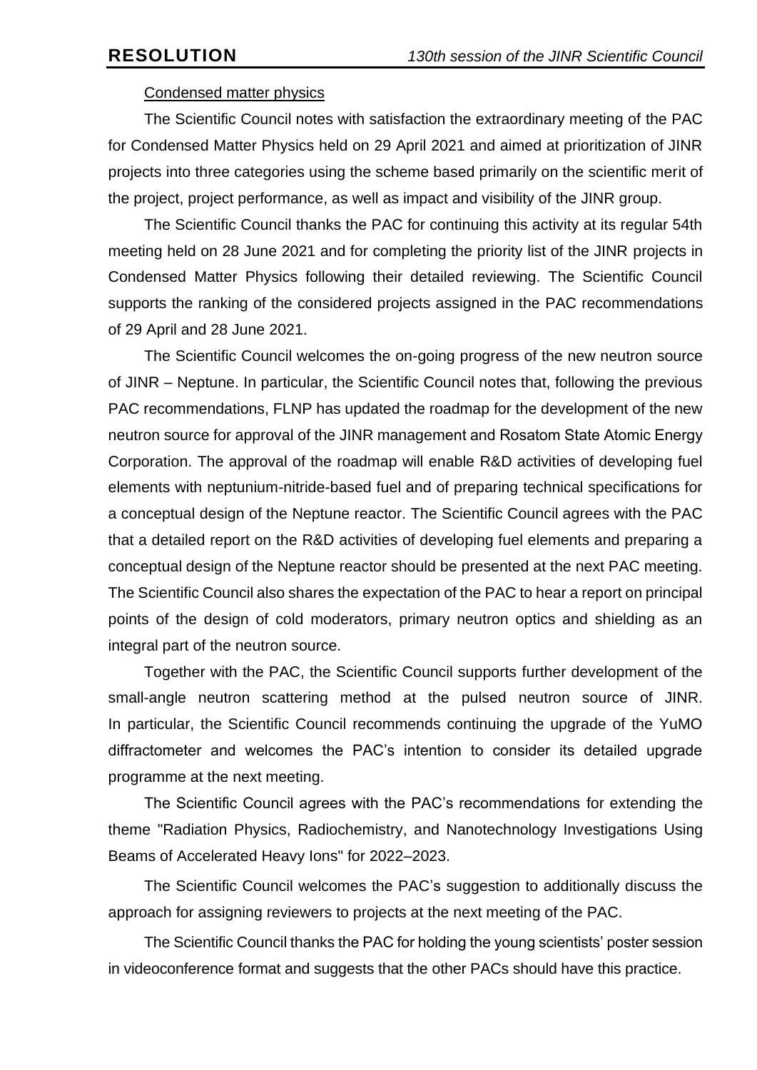Condensed matter physics

The Scientific Council notes with satisfaction the extraordinary meeting of the PAC for Condensed Matter Physics held on 29 April 2021 and aimed at prioritization of JINR projects into three categories using the scheme based primarily on the scientific merit of the project, project performance, as well as impact and visibility of the JINR group.

The Scientific Council thanks the PAC for continuing this activity at its regular 54th meeting held on 28 June 2021 and for completing the priority list of the JINR projects in Condensed Matter Physics following their detailed reviewing. The Scientific Council supports the ranking of the considered projects assigned in the PAC recommendations of 29 April and 28 June 2021.

The Scientific Council welcomes the on-going progress of the new neutron source of JINR – Neptune. In particular, the Scientific Council notes that, following the previous PAC recommendations, FLNP has updated the roadmap for the development of the new neutron source for approval of the JINR management and Rosatom State Atomic Energy Corporation. The approval of the roadmap will enable R&D activities of developing fuel elements with neptunium-nitride-based fuel and of preparing technical specifications for a conceptual design of the Neptune reactor. The Scientific Council agrees with the PAC that a detailed report on the R&D activities of developing fuel elements and preparing a conceptual design of the Neptune reactor should be presented at the next PAC meeting. The Scientific Council also shares the expectation of the PAC to hear a report on principal points of the design of cold moderators, primary neutron optics and shielding as an integral part of the neutron source.

Together with the PAC, the Scientific Council supports further development of the small-angle neutron scattering method at the pulsed neutron source of JINR. In particular, the Scientific Council recommends continuing the upgrade of the YuMO diffractometer and welcomes the PAC's intention to consider its detailed upgrade programme at the next meeting.

The Scientific Council agrees with the PAC's recommendations for extending the theme "Radiation Physics, Radiochemistry, and Nanotechnology Investigations Using Beams of Accelerated Heavy Ions" for 2022–2023.

The Scientific Council welcomes the PAC's suggestion to additionally discuss the approach for assigning reviewers to projects at the next meeting of the PAC.

The Scientific Council thanks the PAC for holding the young scientists' poster session in videoconference format and suggests that the other PACs should have this practice.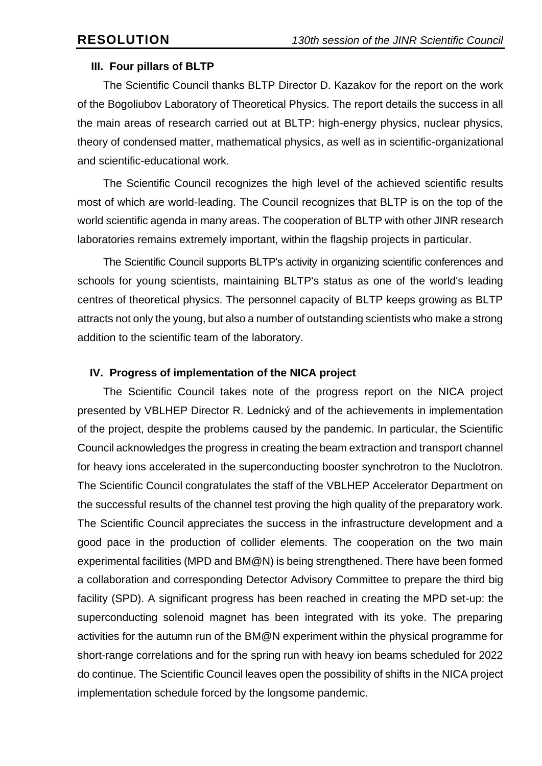### III. Four pillars of BLTP

The Scientific Council thanks BLTP Director D. Kazakov for the report on the work of the Bogoliubov Laboratory of Theoretical Physics. The report details the success in all the main areas of research carried out at BLTP: high-energy physics, nuclear physics, theory of condensed matter, mathematical physics, as well as in scientific-organizational and scientific-educational work.

The Scientific Council recognizes the high level of the achieved scientific results most of which are world-leading. The Council recognizes that BLTP is on the top of the world scientific agenda in many areas. The cooperation of BLTP with other JINR research laboratories remains extremely important, within the flagship projects in particular.

The Scientific Council supports BLTP's activity in organizing scientific conferences and schools for young scientists, maintaining BLTP's status as one of the world's leading centres of theoretical physics. The personnel capacity of BLTP keeps growing as BLTP attracts not only the young, but also a number of outstanding scientists who make a strong addition to the scientific team of the laboratory.

### IV. Progress of implementation of the NICA project

The Scientific Council takes note of the progress report on the NICA project presented by VBLHEP Director R. Lednický and of the achievements in implementation of the project, despite the problems caused by the pandemic. In particular, the Scientific Council acknowledges the progress in creating the beam extraction and transport channel for heavy ions accelerated in the superconducting booster synchrotron to the Nuclotron. The Scientific Council congratulates the staff of the VBLHEP Accelerator Department on the successful results of the channel test proving the high quality of the preparatory work. The Scientific Council appreciates the success in the infrastructure development and a good pace in the production of collider elements. The cooperation on the two main experimental facilities (MPD and BM@N) is being strengthened. There have been formed a collaboration and corresponding Detector Advisory Committee to prepare the third big facility (SPD). A significant progress has been reached in creating the MPD set-up: the superconducting solenoid magnet has been integrated with its yoke. The preparing activities for the autumn run of the BM@N experiment within the physical programme for short-range correlations and for the spring run with heavy ion beams scheduled for 2022 do continue. The Scientific Council leaves open the possibility of shifts in the NICA project implementation schedule forced by the longsome pandemic.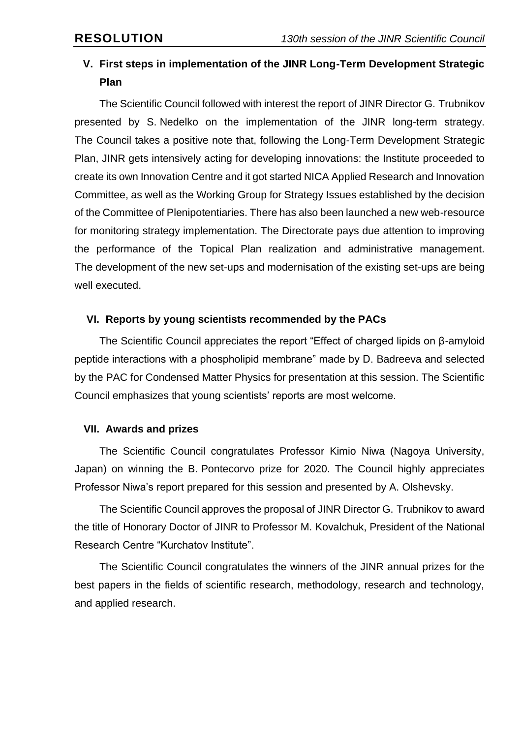## V. First steps in implementation of the JINR Long-Term Development Strategic Plan

The Scientific Council followed with interest the report of JINR Director G. Trubnikov presented by S. Nedelko on the implementation of the JINR long-term strategy. The Council takes a positive note that, following the Long-Term Development Strategic Plan, JINR gets intensively acting for developing innovations: the Institute proceeded to create its own Innovation Centre and it got started NICA Applied Research and Innovation Committee, as well as the Working Group for Strategy Issues established by the decision of the Committee of Plenipotentiaries. There has also been launched a new web-resource for monitoring strategy implementation. The Directorate pays due attention to improving the performance of the Topical Plan realization and administrative management. The development of the new set-ups and modernisation of the existing set-ups are being well executed.

## VI. Reports by young scientists recommended by the PACs

The Scientific Council appreciates the report "Effect of charged lipids on β-amyloid peptide interactions with a phospholipid membrane" made by D. Badreeva and selected by the PAC for Condensed Matter Physics for presentation at this session. The Scientific Council emphasizes that young scientists' reports are most welcome.

## VII. Awards and prizes

The Scientific Council congratulates Professor Kimio Niwa (Nagoya University, Japan) on winning the B. Pontecorvo prize for 2020. The Council highly appreciates Professor Niwa's report prepared for this session and presented by A. Olshevsky.

The Scientific Council approves the proposal of JINR Director G. Trubnikov to award the title of Honorary Doctor of JINR to Professor M. Kovalchuk, President of the National Research Centre "Kurchatov Institute".

The Scientific Council congratulates the winners of the JINR annual prizes for the best papers in the fields of scientific research, methodology, research and technology, and applied research.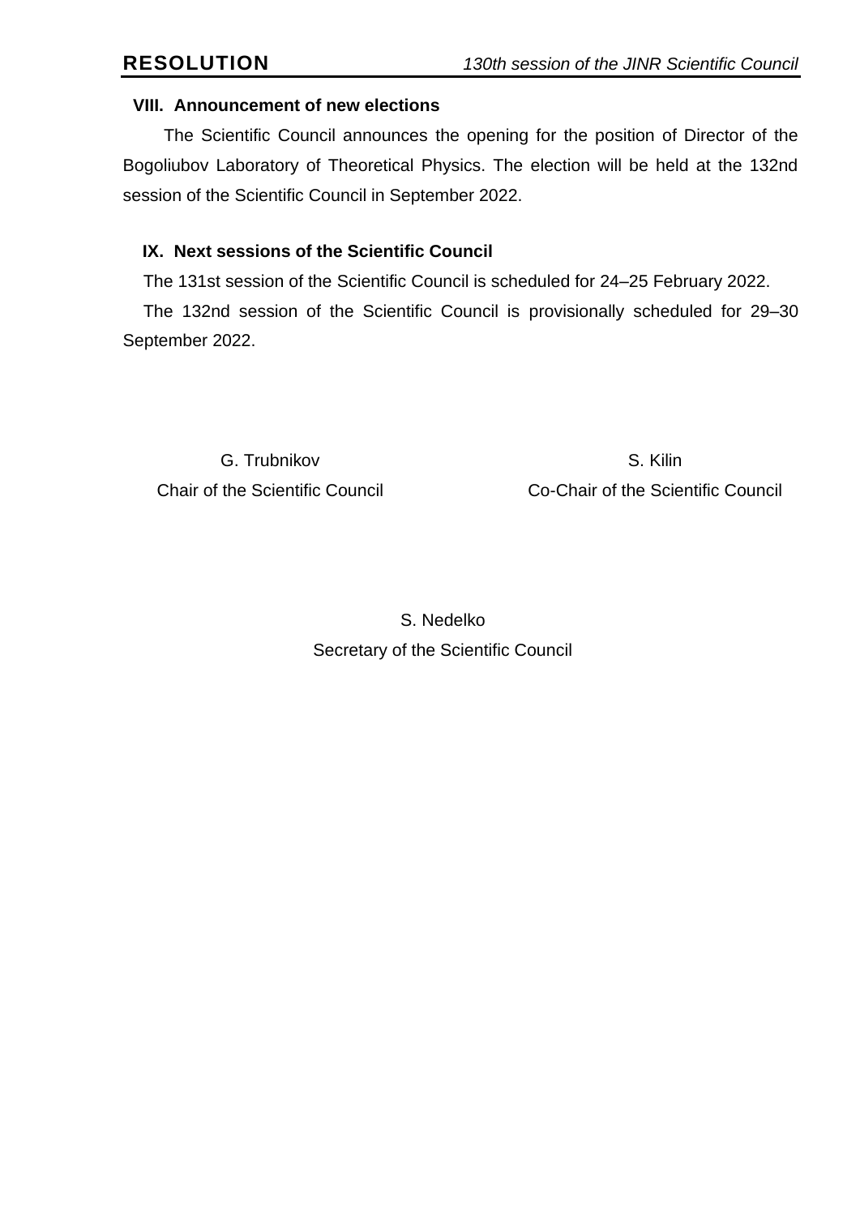## VIII. Announcement of new elections

The Scientific Council announces the opening for the position of Director of the Bogoliubov Laboratory of Theoretical Physics. The election will be held at the 132nd session of the Scientific Council in September 2022.

## IX. Next sessions of the Scientific Council

The 131st session of the Scientific Council is scheduled for 24–25 February 2022.

The 132nd session of the Scientific Council is provisionally scheduled for 29–30 September 2022.

G. Trubnikov
Chair of the Scientific Council

S. Kilin
Co-Chair of the Scientific Council

S. Nedelko
Secretary of the Scientific Council